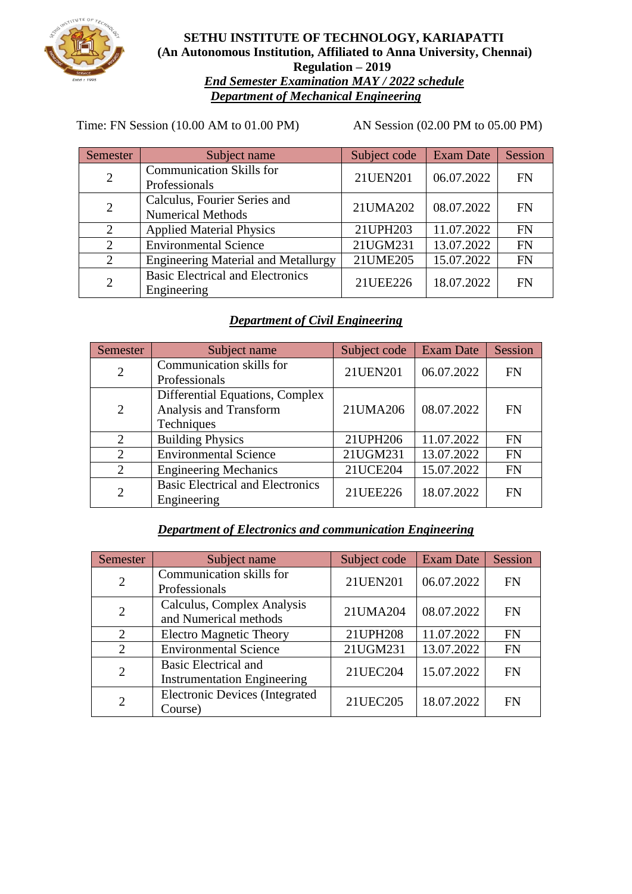**SETHU INSTITUTE OF TECHNOLOGY, KARIAPATTI**
**(An Autonomous Institution, Affiliated to Anna University, Chennai)**
**Regulation – 2019**

***End Semester Examination MAY / 2022 schedule***

## *Department of Mechanical Engineering*

Time: FN Session (10.00 AM to 01.00 PM) AN Session (02.00 PM to 05.00 PM)

| Semester | Subject name | Subject code | Exam Date | Session |
|---|---|---|---|---|
| 2 | Communication Skills for Professionals | 21UEN201 | 06.07.2022 | FN |
| 2 | Calculus, Fourier Series and Numerical Methods | 21UMA202 | 08.07.2022 | FN |
| 2 | Applied Material Physics | 21UPH203 | 11.07.2022 | FN |
| 2 | Environmental Science | 21UGM231 | 13.07.2022 | FN |
| 2 | Engineering Material and Metallurgy | 21UME205 | 15.07.2022 | FN |
| 2 | Basic Electrical and Electronics Engineering | 21UEE226 | 18.07.2022 | FN |

## *Department of Civil Engineering*

| Semester | Subject name | Subject code | Exam Date | Session |
|---|---|---|---|---|
| 2 | Communication skills for Professionals | 21UEN201 | 06.07.2022 | FN |
| 2 | Differential Equations, Complex Analysis and Transform Techniques | 21UMA206 | 08.07.2022 | FN |
| 2 | Building Physics | 21UPH206 | 11.07.2022 | FN |
| 2 | Environmental Science | 21UGM231 | 13.07.2022 | FN |
| 2 | Engineering Mechanics | 21UCE204 | 15.07.2022 | FN |
| 2 | Basic Electrical and Electronics Engineering | 21UEE226 | 18.07.2022 | FN |

## *Department of Electronics and communication Engineering*

| Semester | Subject name | Subject code | Exam Date | Session |
|---|---|---|---|---|
| 2 | Communication skills for Professionals | 21UEN201 | 06.07.2022 | FN |
| 2 | Calculus, Complex Analysis and Numerical methods | 21UMA204 | 08.07.2022 | FN |
| 2 | Electro Magnetic Theory | 21UPH208 | 11.07.2022 | FN |
| 2 | Environmental Science | 21UGM231 | 13.07.2022 | FN |
| 2 | Basic Electrical and Instrumentation Engineering | 21UEC204 | 15.07.2022 | FN |
| 2 | Electronic Devices (Integrated Course) | 21UEC205 | 18.07.2022 | FN |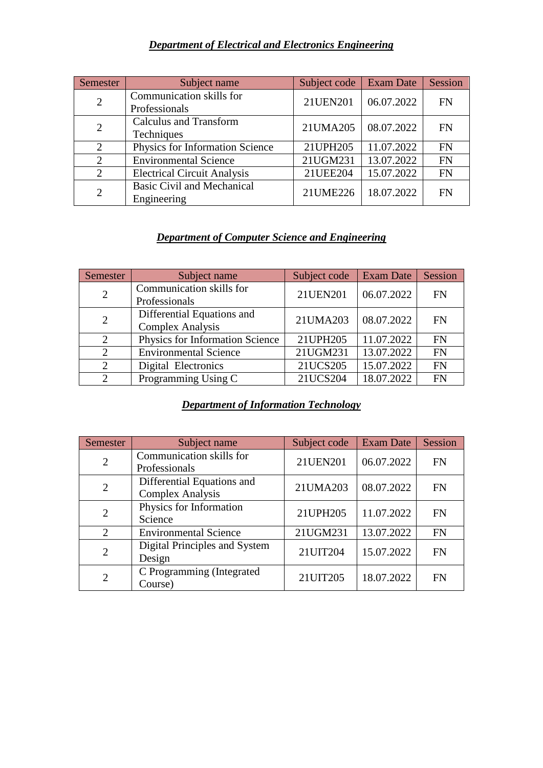## ***Department of Electrical and Electronics Engineering***

| Semester | Subject name | Subject code | Exam Date | Session |
|---|---|---|---|---|
| 2 | Communication skills for Professionals | 21UEN201 | 06.07.2022 | FN |
| 2 | Calculus and Transform Techniques | 21UMA205 | 08.07.2022 | FN |
| 2 | Physics for Information Science | 21UPH205 | 11.07.2022 | FN |
| 2 | Environmental Science | 21UGM231 | 13.07.2022 | FN |
| 2 | Electrical Circuit Analysis | 21UEE204 | 15.07.2022 | FN |
| 2 | Basic Civil and Mechanical Engineering | 21UME226 | 18.07.2022 | FN |

## ***Department of Computer Science and Engineering***

| Semester | Subject name | Subject code | Exam Date | Session |
|---|---|---|---|---|
| 2 | Communication skills for Professionals | 21UEN201 | 06.07.2022 | FN |
| 2 | Differential Equations and Complex Analysis | 21UMA203 | 08.07.2022 | FN |
| 2 | Physics for Information Science | 21UPH205 | 11.07.2022 | FN |
| 2 | Environmental Science | 21UGM231 | 13.07.2022 | FN |
| 2 | Digital Electronics | 21UCS205 | 15.07.2022 | FN |
| 2 | Programming Using C | 21UCS204 | 18.07.2022 | FN |

## ***Department of Information Technology***

| Semester | Subject name | Subject code | Exam Date | Session |
|---|---|---|---|---|
| 2 | Communication skills for Professionals | 21UEN201 | 06.07.2022 | FN |
| 2 | Differential Equations and Complex Analysis | 21UMA203 | 08.07.2022 | FN |
| 2 | Physics for Information Science | 21UPH205 | 11.07.2022 | FN |
| 2 | Environmental Science | 21UGM231 | 13.07.2022 | FN |
| 2 | Digital Principles and System Design | 21UIT204 | 15.07.2022 | FN |
| 2 | C Programming (Integrated Course) | 21UIT205 | 18.07.2022 | FN |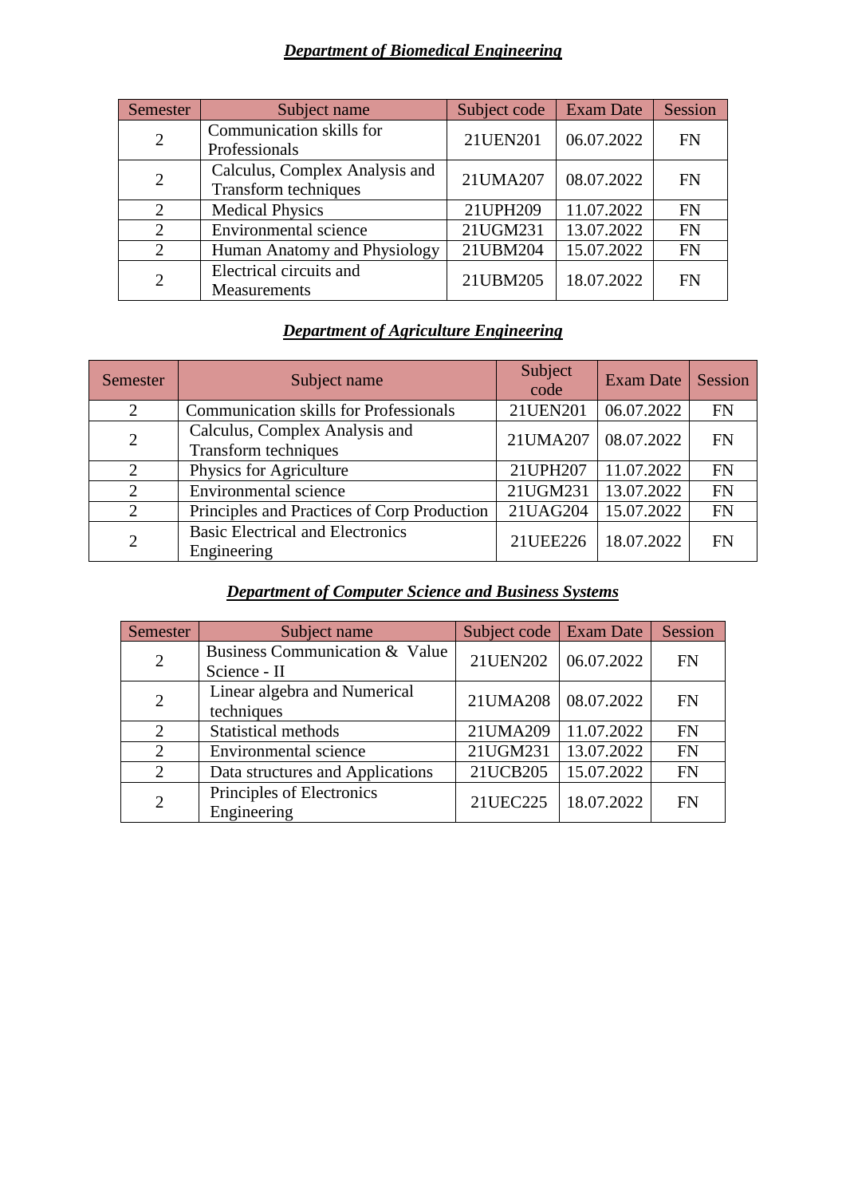## ***Department of Biomedical Engineering***

| Semester | Subject name | Subject code | Exam Date | Session |
|---|---|---|---|---|
| 2 | Communication skills for Professionals | 21UEN201 | 06.07.2022 | FN |
| 2 | Calculus, Complex Analysis and Transform techniques | 21UMA207 | 08.07.2022 | FN |
| 2 | Medical Physics | 21UPH209 | 11.07.2022 | FN |
| 2 | Environmental science | 21UGM231 | 13.07.2022 | FN |
| 2 | Human Anatomy and Physiology | 21UBM204 | 15.07.2022 | FN |
| 2 | Electrical circuits and Measurements | 21UBM205 | 18.07.2022 | FN |

## ***Department of Agriculture Engineering***

| Semester | Subject name | Subject code | Exam Date | Session |
|---|---|---|---|---|
| 2 | Communication skills for Professionals | 21UEN201 | 06.07.2022 | FN |
| 2 | Calculus, Complex Analysis and Transform techniques | 21UMA207 | 08.07.2022 | FN |
| 2 | Physics for Agriculture | 21UPH207 | 11.07.2022 | FN |
| 2 | Environmental science | 21UGM231 | 13.07.2022 | FN |
| 2 | Principles and Practices of Corp Production | 21UAG204 | 15.07.2022 | FN |
| 2 | Basic Electrical and Electronics Engineering | 21UEE226 | 18.07.2022 | FN |

## ***Department of Computer Science and Business Systems***

| Semester | Subject name | Subject code | Exam Date | Session |
|---|---|---|---|---|
| 2 | Business Communication & Value Science - II | 21UEN202 | 06.07.2022 | FN |
| 2 | Linear algebra and Numerical techniques | 21UMA208 | 08.07.2022 | FN |
| 2 | Statistical methods | 21UMA209 | 11.07.2022 | FN |
| 2 | Environmental science | 21UGM231 | 13.07.2022 | FN |
| 2 | Data structures and Applications | 21UCB205 | 15.07.2022 | FN |
| 2 | Principles of Electronics Engineering | 21UEC225 | 18.07.2022 | FN |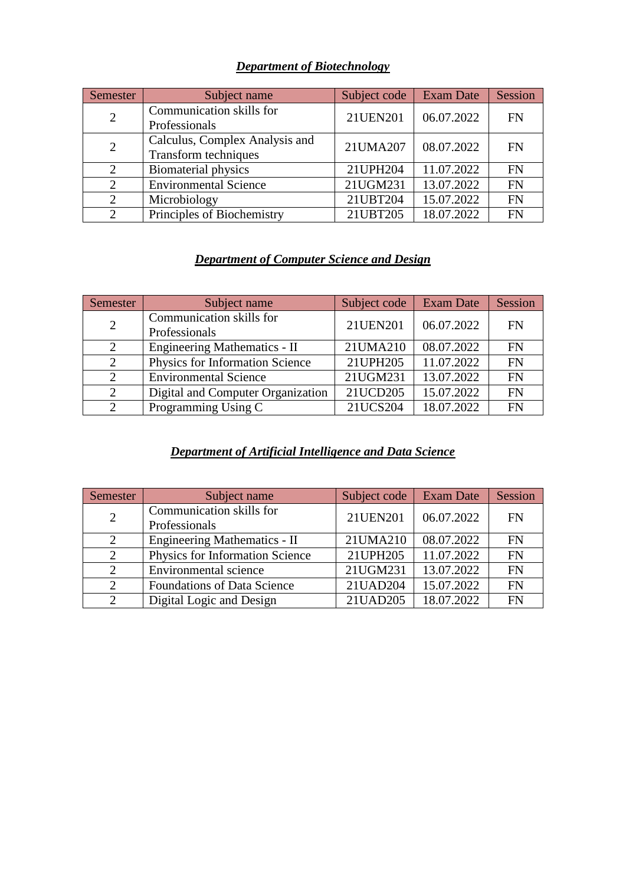***Department of Biotechnology***

| Semester | Subject name | Subject code | Exam Date | Session |
|---|---|---|---|---|
| 2 | Communication skills for Professionals | 21UEN201 | 06.07.2022 | FN |
| 2 | Calculus, Complex Analysis and Transform techniques | 21UMA207 | 08.07.2022 | FN |
| 2 | Biomaterial physics | 21UPH204 | 11.07.2022 | FN |
| 2 | Environmental Science | 21UGM231 | 13.07.2022 | FN |
| 2 | Microbiology | 21UBT204 | 15.07.2022 | FN |
| 2 | Principles of Biochemistry | 21UBT205 | 18.07.2022 | FN |

***Department of Computer Science and Design***

| Semester | Subject name | Subject code | Exam Date | Session |
|---|---|---|---|---|
| 2 | Communication skills for Professionals | 21UEN201 | 06.07.2022 | FN |
| 2 | Engineering Mathematics - II | 21UMA210 | 08.07.2022 | FN |
| 2 | Physics for Information Science | 21UPH205 | 11.07.2022 | FN |
| 2 | Environmental Science | 21UGM231 | 13.07.2022 | FN |
| 2 | Digital and Computer Organization | 21UCD205 | 15.07.2022 | FN |
| 2 | Programming Using C | 21UCS204 | 18.07.2022 | FN |

***Department of Artificial Intelligence and Data Science***

| Semester | Subject name | Subject code | Exam Date | Session |
|---|---|---|---|---|
| 2 | Communication skills for Professionals | 21UEN201 | 06.07.2022 | FN |
| 2 | Engineering Mathematics - II | 21UMA210 | 08.07.2022 | FN |
| 2 | Physics for Information Science | 21UPH205 | 11.07.2022 | FN |
| 2 | Environmental science | 21UGM231 | 13.07.2022 | FN |
| 2 | Foundations of Data Science | 21UAD204 | 15.07.2022 | FN |
| 2 | Digital Logic and Design | 21UAD205 | 18.07.2022 | FN |